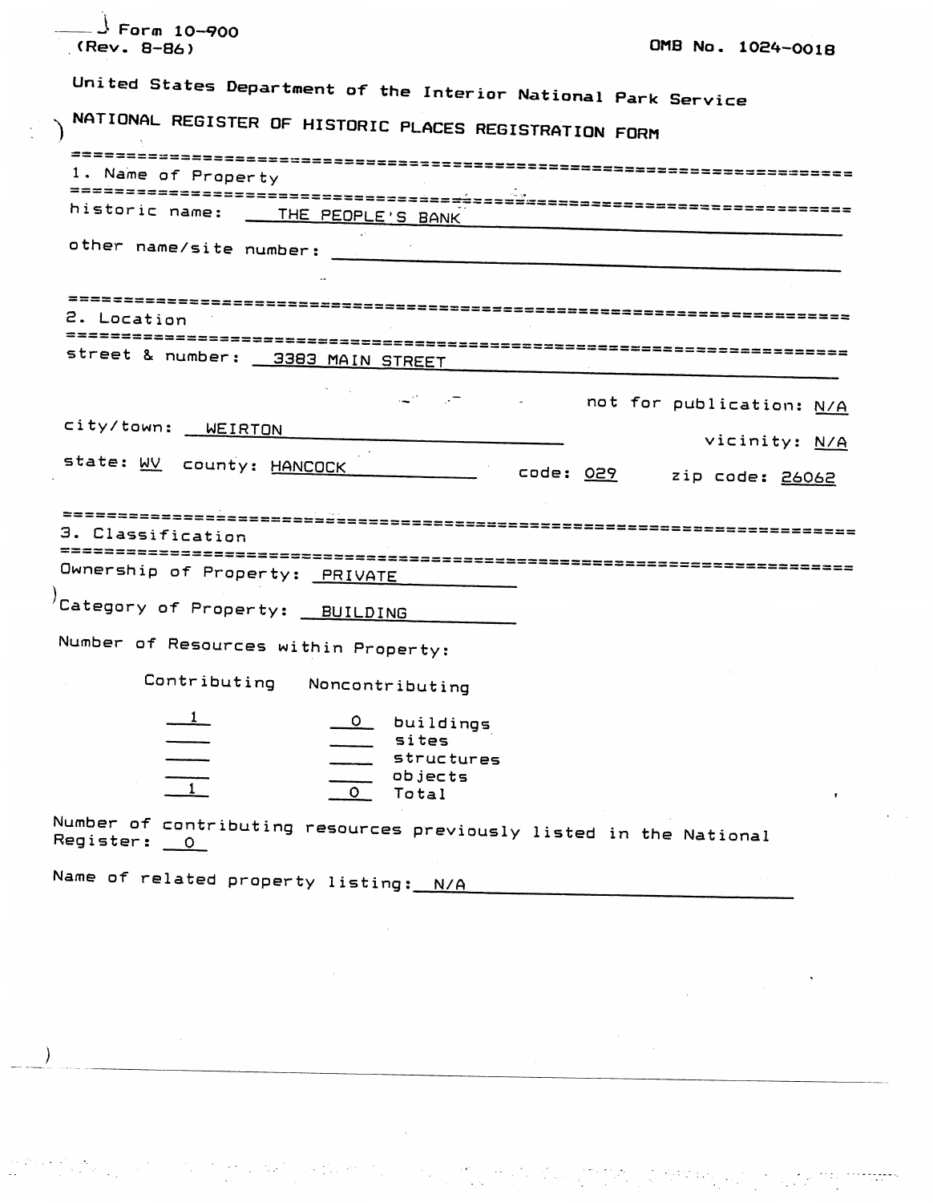Form 10-900
(Rev. 8-86)

OMB No. 1024-0018

United States Department of the Interior National Park Service

NATIONAL REGISTER OF HISTORIC PLACES REGISTRATION FORM

## 1. Name of Property

historic name: THE PEOPLE'S BANK

other name/site number:

## 2. Location

street & number: 3383 MAIN STREET

not for publication: N/A

city/town: WEIRTON

vicinity: N/A

state: WV county: HANCOCK code: 029 zip code: 26062

## 3. Classification

Ownership of Property: PRIVATE

Category of Property: BUILDING

Number of Resources within Property:

| Contributing | Noncontributing | |
|---|---|---|
| 1 | 0 | buildings |
| | | sites |
| | | structures |
| | | objects |
| 1 | 0 | Total |

Number of contributing resources previously listed in the National Register: 0

Name of related property listing: N/A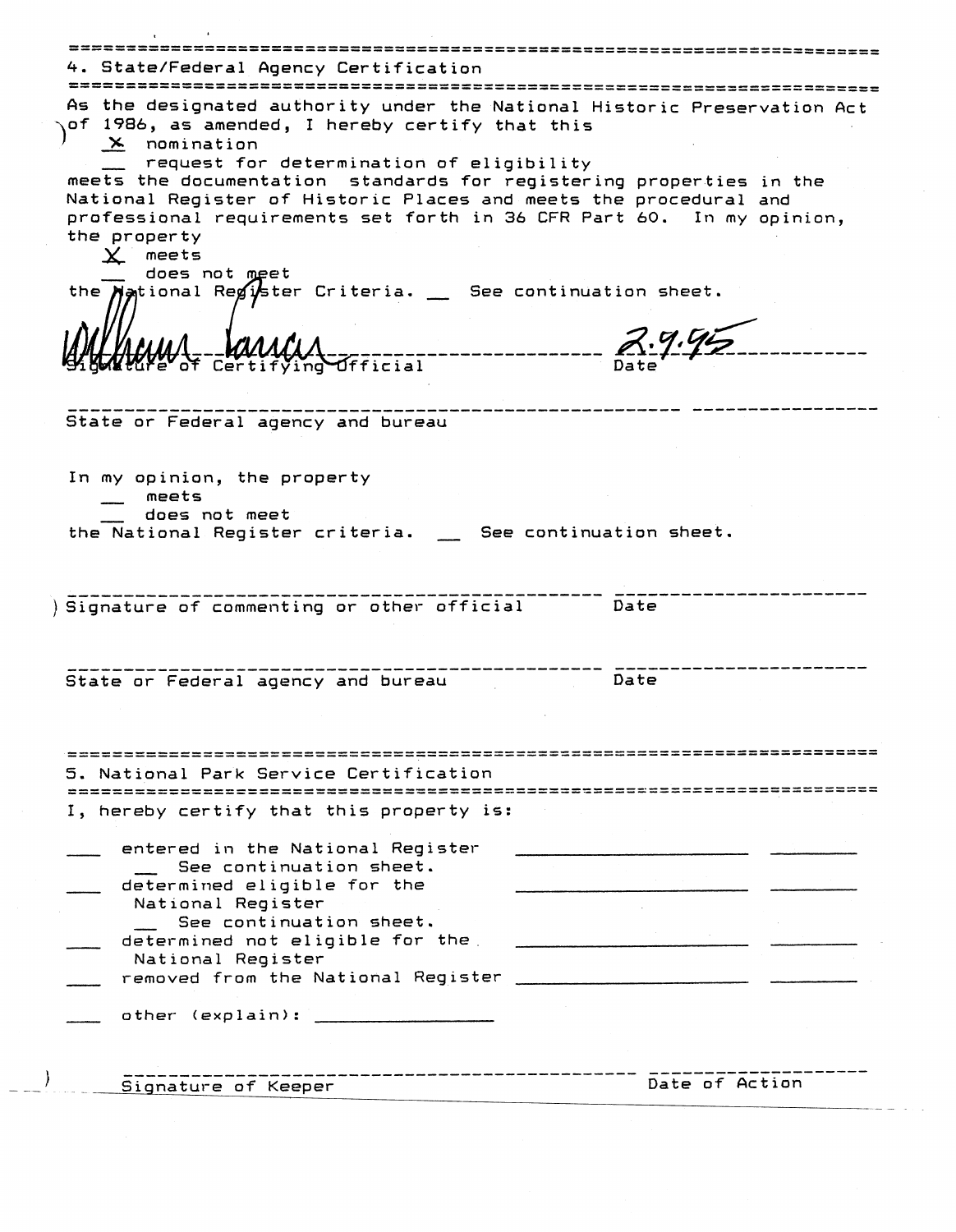## 4. State/Federal Agency Certification

As the designated authority under the National Historic Preservation Act of 1986, as amended, I hereby certify that this

X nomination
__ request for determination of eligibility

meets the documentation standards for registering properties in the National Register of Historic Places and meets the procedural and professional requirements set forth in 36 CFR Part 60. In my opinion, the property

X meets
__ does not meet

the National Register Criteria. __ See continuation sheet.

William Farrar ____________________ 2.7.95

Signature of Certifying Official Date

____________________

State or Federal agency and bureau

In my opinion, the property

__ meets
__ does not meet

the National Register criteria. __ See continuation sheet.

____________________ ____________________

Signature of commenting or other official Date

____________________ ____________________

State or Federal agency and bureau Date

## 5. National Park Service Certification

I, hereby certify that this property is:

___ entered in the National Register ____________ ________
  __ See continuation sheet.
___ determined eligible for the National Register ____________ ________
  __ See continuation sheet.
___ determined not eligible for the National Register ____________ ________
___ removed from the National Register ____________ ________
___ other (explain): ____________

____________________ ____________________

Signature of Keeper Date of Action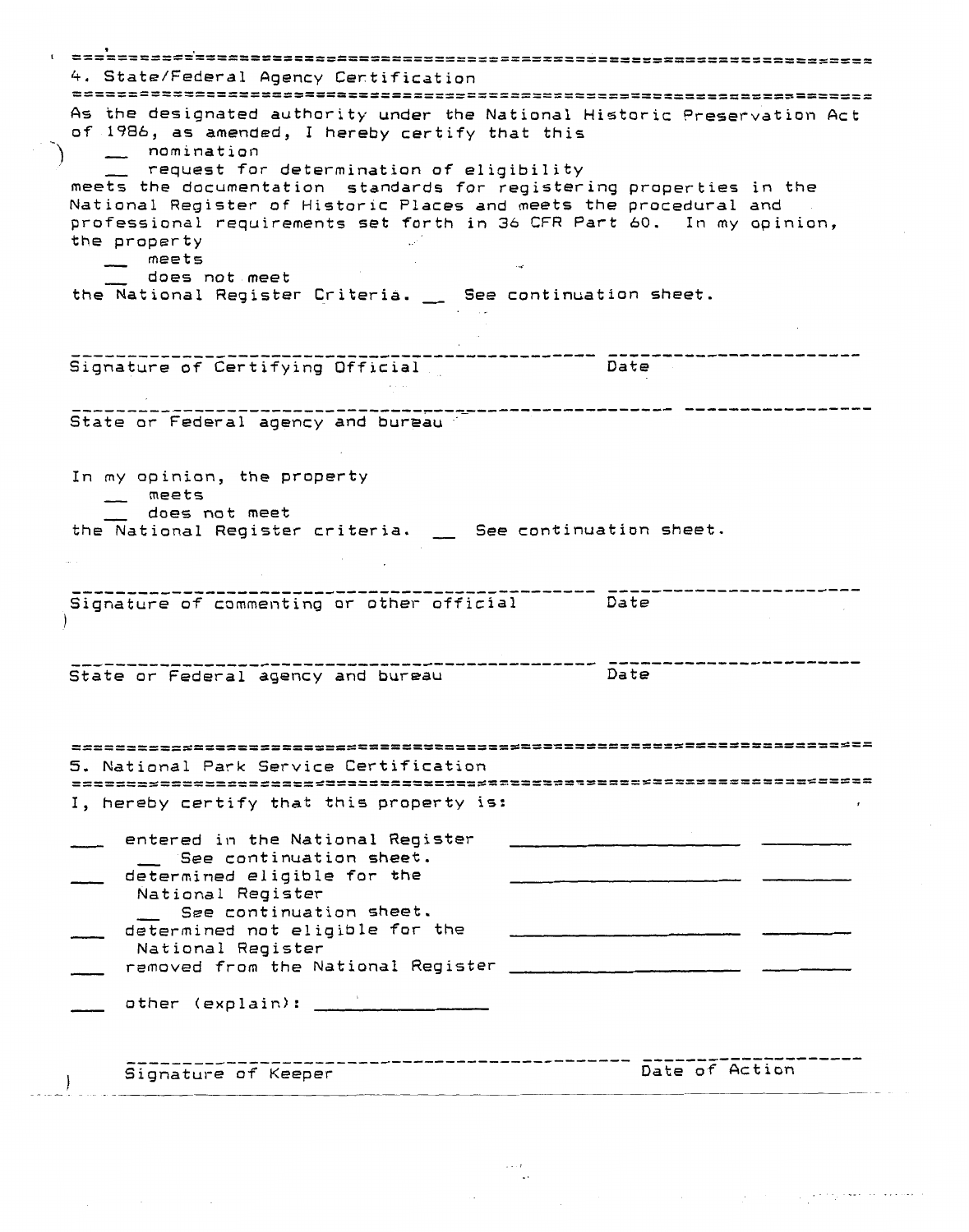## 4. State/Federal Agency Certification

As the designated authority under the National Historic Preservation Act of 1986, as amended, I hereby certify that this

__ nomination
__ request for determination of eligibility

meets the documentation standards for registering properties in the National Register of Historic Places and meets the procedural and professional requirements set forth in 36 CFR Part 60. In my opinion, the property

__ meets
__ does not meet

the National Register Criteria. __ See continuation sheet.

Signature of Certifying Official &emsp;&emsp;&emsp;&emsp; Date

State or Federal agency and bureau

In my opinion, the property

__ meets
__ does not meet

the National Register criteria. __ See continuation sheet.

Signature of commenting or other official &emsp;&emsp;&emsp;&emsp; Date

State or Federal agency and bureau &emsp;&emsp;&emsp;&emsp; Date

## 5. National Park Service Certification

I, hereby certify that this property is:

___ entered in the National Register
&emsp;__ See continuation sheet.
___ determined eligible for the National Register
&emsp;__ See continuation sheet.
___ determined not eligible for the National Register
___ removed from the National Register
___ other (explain): ______________

Signature of Keeper &emsp;&emsp;&emsp;&emsp; Date of Action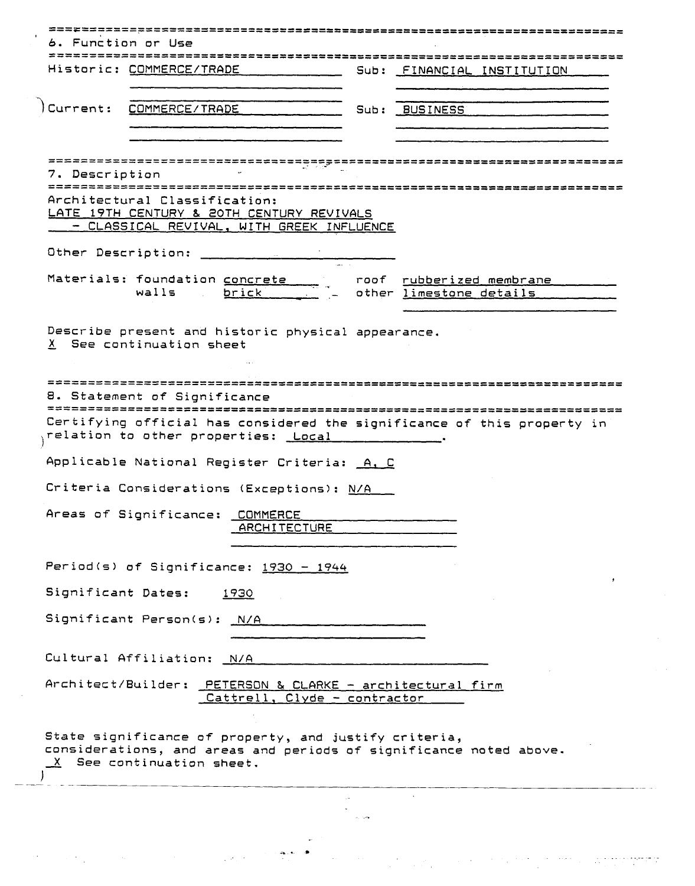## 6. Function or Use

Historic: COMMERCE/TRADE Sub: FINANCIAL INSTITUTION

Current: COMMERCE/TRADE Sub: BUSINESS

## 7. Description

Architectural Classification:
LATE 19TH CENTURY & 20TH CENTURY REVIVALS
- CLASSICAL REVIVAL, WITH GREEK INFLUENCE

Other Description: 

Materials: foundation concrete roof rubberized membrane
walls brick other limestone details

Describe present and historic physical appearance.
X See continuation sheet

## 8. Statement of Significance

Certifying official has considered the significance of this property in relation to other properties: Local.

Applicable National Register Criteria: A, C

Criteria Considerations (Exceptions): N/A

Areas of Significance: COMMERCE
ARCHITECTURE

Period(s) of Significance: 1930 - 1944

Significant Dates: 1930

Significant Person(s): N/A

Cultural Affiliation: N/A

Architect/Builder: PETERSON & CLARKE - architectural firm
Cattrell, Clyde - contractor

State significance of property, and justify criteria, considerations, and areas and periods of significance noted above.
X See continuation sheet.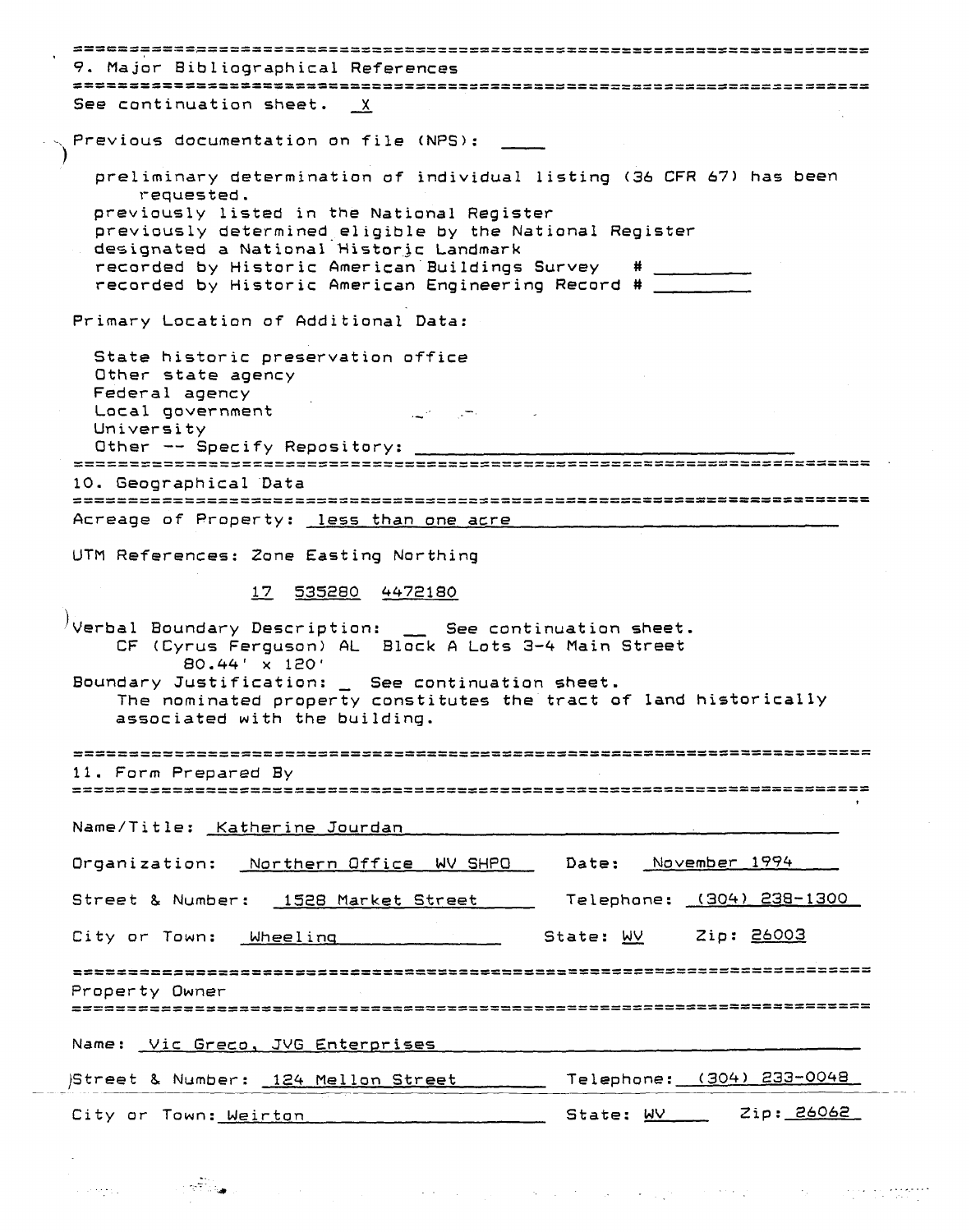## 9. Major Bibliographical References

See continuation sheet. X

Previous documentation on file (NPS): ____

- preliminary determination of individual listing (36 CFR 67) has been requested.
- previously listed in the National Register
- previously determined eligible by the National Register
- designated a National Historic Landmark
- recorded by Historic American Buildings Survey # ________
- recorded by Historic American Engineering Record # ________

Primary Location of Additional Data:

- State historic preservation office
- Other state agency
- Federal agency
- Local government
- University
- Other -- Specify Repository: ________

## 10. Geographical Data

Acreage of Property: less than one acre

UTM References: Zone Easting Northing

17 535280 4472180

Verbal Boundary Description: __ See continuation sheet.
CF (Cyrus Ferguson) AL Block A Lots 3-4 Main Street
80.44' x 120'

Boundary Justification: _ See continuation sheet.
The nominated property constitutes the tract of land historically associated with the building.

## 11. Form Prepared By

Name/Title: Katherine Jourdan

Organization: Northern Office WV SHPO Date: November 1994

Street & Number: 1528 Market Street Telephone: (304) 238-1300

City or Town: Wheeling State: WV Zip: 26003

## Property Owner

Name: Vic Greco, JVG Enterprises

Street & Number: 124 Mellon Street Telephone: (304) 233-0048

City or Town: Weirton State: WV Zip: 26062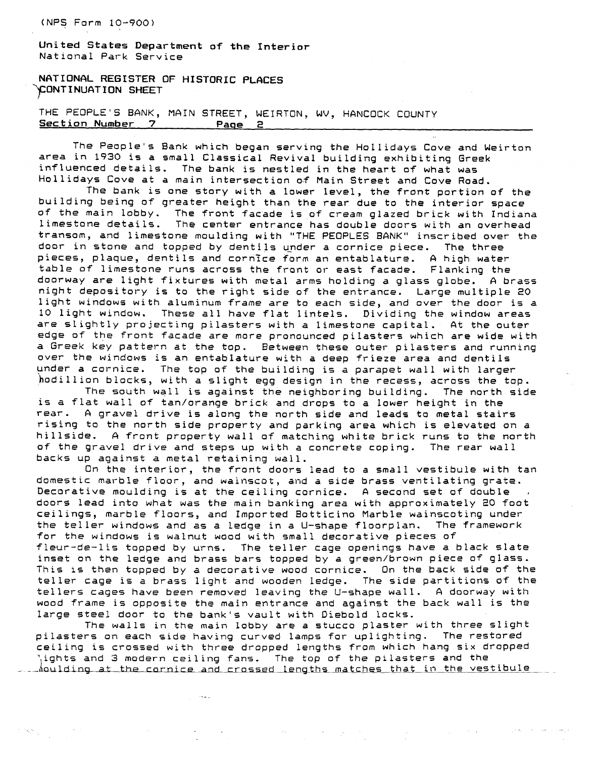(NPS Form 10-900)

United States Department of the Interior
National Park Service

## NATIONAL REGISTER OF HISTORIC PLACES CONTINUATION SHEET

THE PEOPLE'S BANK, MAIN STREET, WEIRTON, WV, HANCOCK COUNTY
**Section Number 7 Page 2**

The People's Bank which began serving the Hollidays Cove and Weirton area in 1930 is a small Classical Revival building exhibiting Greek influenced details. The bank is nestled in the heart of what was Hollidays Cove at a main intersection of Main Street and Cove Road.

The bank is one story with a lower level, the front portion of the building being of greater height than the rear due to the interior space of the main lobby. The front facade is of cream glazed brick with Indiana limestone details. The center entrance has double doors with an overhead transom, and limestone moulding with "THE PEOPLES BANK" inscribed over the door in stone and topped by dentils under a cornice piece. The three pieces, plaque, dentils and cornice form an entablature. A high water table of limestone runs across the front or east facade. Flanking the doorway are light fixtures with metal arms holding a glass globe. A brass night depository is to the right side of the entrance. Large multiple 20 light windows with aluminum frame are to each side, and over the door is a 10 light window. These all have flat lintels. Dividing the window areas are slightly projecting pilasters with a limestone capital. At the outer edge of the front facade are more pronounced pilasters which are wide with a Greek key pattern at the top. Between these outer pilasters and running over the windows is an entablature with a deep frieze area and dentils under a cornice. The top of the building is a parapet wall with larger modillion blocks, with a slight egg design in the recess, across the top.

The south wall is against the neighboring building. The north side is a flat wall of tan/orange brick and drops to a lower height in the rear. A gravel drive is along the north side and leads to metal stairs rising to the north side property and parking area which is elevated on a hillside. A front property wall of matching white brick runs to the north of the gravel drive and steps up with a concrete coping. The rear wall backs up against a metal retaining wall.

On the interior, the front doors lead to a small vestibule with tan domestic marble floor, and wainscot, and a side brass ventilating grate. Decorative moulding is at the ceiling cornice. A second set of double doors lead into what was the main banking area with approximately 20 foot ceilings, marble floors, and Imported Botticino Marble wainscoting under the teller windows and as a ledge in a U-shape floorplan. The framework for the windows is walnut wood with small decorative pieces of fleur-de-lis topped by urns. The teller cage openings have a black slate inset on the ledge and brass bars topped by a green/brown piece of glass. This is then topped by a decorative wood cornice. On the back side of the teller cage is a brass light and wooden ledge. The side partitions of the tellers cages have been removed leaving the U-shape wall. A doorway with wood frame is opposite the main entrance and against the back wall is the large steel door to the bank's vault with Diebold locks.

The walls in the main lobby are a stucco plaster with three slight pilasters on each side having curved lamps for uplighting. The restored ceiling is crossed with three dropped lengths from which hang six dropped lights and 3 modern ceiling fans. The top of the pilasters and the moulding at the cornice and crossed lengths matches that in the vestibule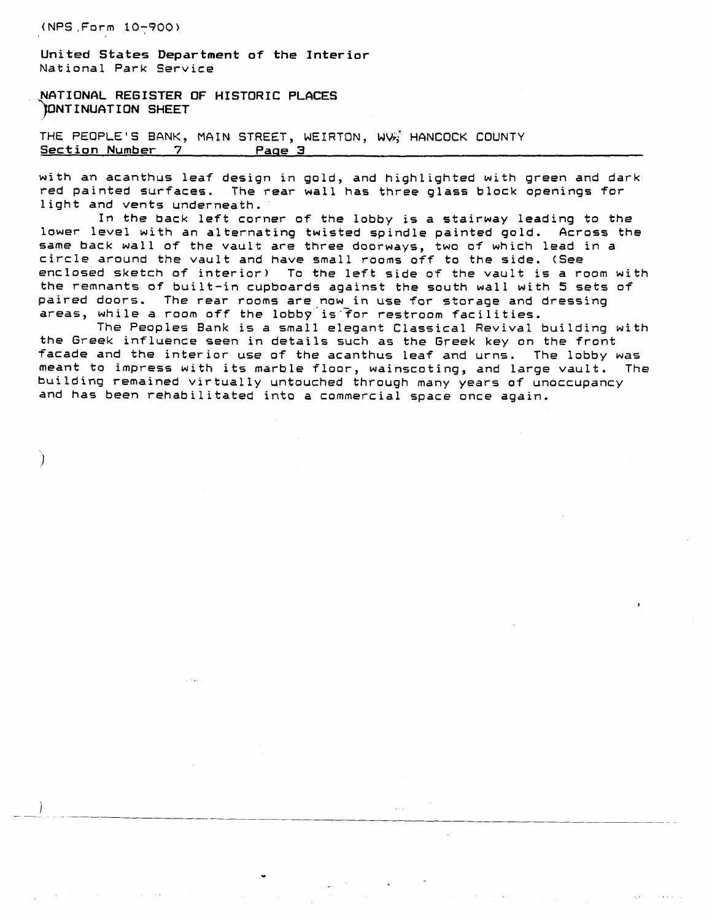with an acanthus leaf design in gold, and highlighted with green and dark red painted surfaces. The rear wall has three glass block openings for light and vents underneath.

In the back left corner of the lobby is a stairway leading to the lower level with an alternating twisted spindle painted gold. Across the same back wall of the vault are three doorways, two of which lead in a circle around the vault and have small rooms off to the side. (See enclosed sketch of interior) To the left side of the vault is a room with the remnants of built-in cupboards against the south wall with 5 sets of paired doors. The rear rooms are now in use for storage and dressing areas, while a room off the lobby is for restroom facilities.

The Peoples Bank is a small elegant Classical Revival building with the Greek influence seen in details such as the Greek key on the front facade and the interior use of the acanthus leaf and urns. The lobby was meant to impress with its marble floor, wainscoting, and large vault. The building remained virtually untouched through many years of unoccupancy and has been rehabilitated into a commercial space once again.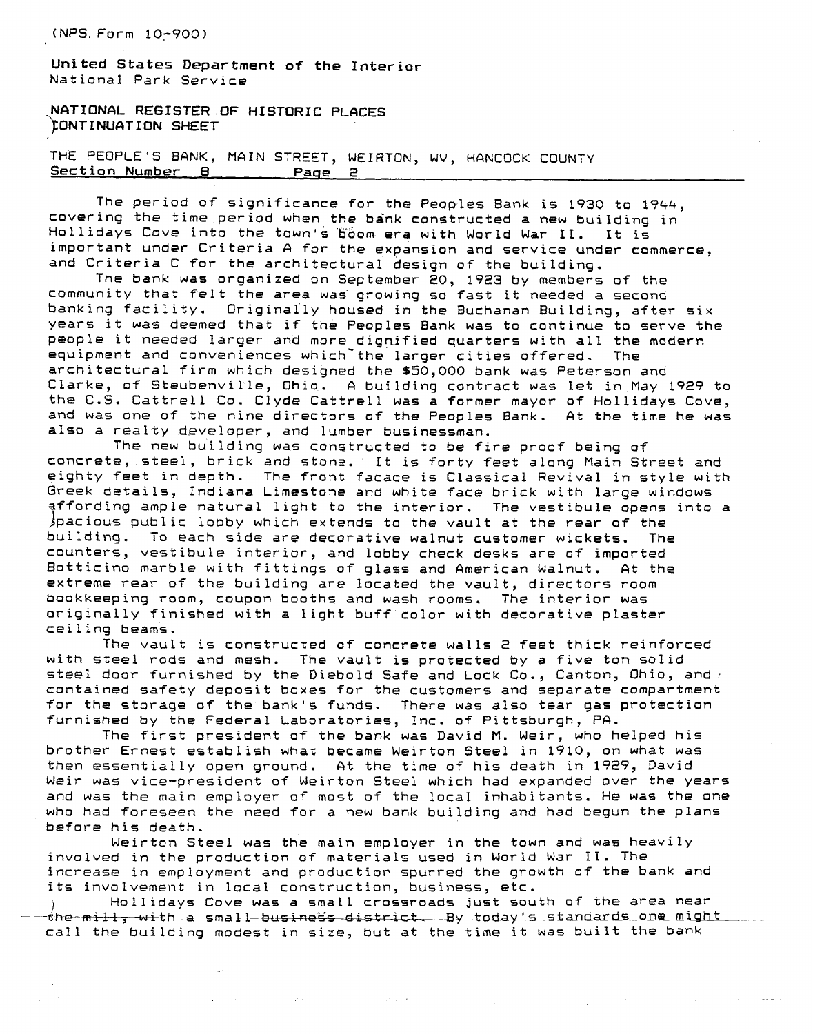(NPS Form 10-900)

**United States Department of the Interior**
National Park Service

NATIONAL REGISTER OF HISTORIC PLACES
CONTINUATION SHEET

THE PEOPLE'S BANK, MAIN STREET, WEIRTON, WV, HANCOCK COUNTY
**Section Number 8 Page 2**

The period of significance for the Peoples Bank is 1930 to 1944, covering the time period when the bank constructed a new building in Hollidays Cove into the town's boom era with World War II. It is important under Criteria A for the expansion and service under commerce, and Criteria C for the architectural design of the building.

The bank was organized on September 20, 1923 by members of the community that felt the area was growing so fast it needed a second banking facility. Originally housed in the Buchanan Building, after six years it was deemed that if the Peoples Bank was to continue to serve the people it needed larger and more dignified quarters with all the modern equipment and conveniences which the larger cities offered. The architectural firm which designed the $50,000 bank was Peterson and Clarke, of Steubenville, Ohio. A building contract was let in May 1929 to the C.S. Cattrell Co. Clyde Cattrell was a former mayor of Hollidays Cove, and was one of the nine directors of the Peoples Bank. At the time he was also a realty developer, and lumber businessman.

The new building was constructed to be fire proof being of concrete, steel, brick and stone. It is forty feet along Main Street and eighty feet in depth. The front facade is Classical Revival in style with Greek details, Indiana Limestone and white face brick with large windows affording ample natural light to the interior. The vestibule opens into a spacious public lobby which extends to the vault at the rear of the building. To each side are decorative walnut customer wickets. The counters, vestibule interior, and lobby check desks are of imported Botticino marble with fittings of glass and American Walnut. At the extreme rear of the building are located the vault, directors room bookkeeping room, coupon booths and wash rooms. The interior was originally finished with a light buff color with decorative plaster ceiling beams.

The vault is constructed of concrete walls 2 feet thick reinforced with steel rods and mesh. The vault is protected by a five ton solid steel door furnished by the Diebold Safe and Lock Co., Canton, Ohio, and contained safety deposit boxes for the customers and separate compartment for the storage of the bank's funds. There was also tear gas protection furnished by the Federal Laboratories, Inc. of Pittsburgh, PA.

The first president of the bank was David M. Weir, who helped his brother Ernest establish what became Weirton Steel in 1910, on what was then essentially open ground. At the time of his death in 1929, David Weir was vice-president of Weirton Steel which had expanded over the years and was the main employer of most of the local inhabitants. He was the one who had foreseen the need for a new bank building and had begun the plans before his death.

Weirton Steel was the main employer in the town and was heavily involved in the production of materials used in World War II. The increase in employment and production spurred the growth of the bank and its involvement in local construction, business, etc.

Hollidays Cove was a small crossroads just south of the area near the mill, with a small business district. By today's standards one might call the building modest in size, but at the time it was built the bank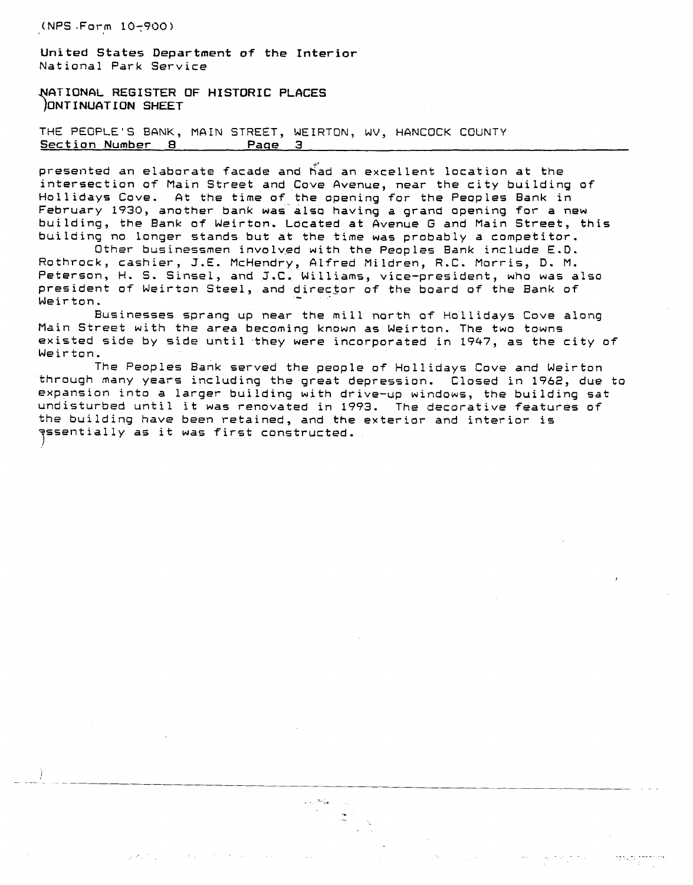(NPS Form 10-900)

United States Department of the Interior
National Park Service

NATIONAL REGISTER OF HISTORIC PLACES
CONTINUATION SHEET

THE PEOPLE'S BANK, MAIN STREET, WEIRTON, WV, HANCOCK COUNTY
Section Number 8 Page 3

presented an elaborate facade and had an excellent location at the intersection of Main Street and Cove Avenue, near the city building of Hollidays Cove. At the time of the opening for the Peoples Bank in February 1930, another bank was also having a grand opening for a new building, the Bank of Weirton. Located at Avenue G and Main Street, this building no longer stands but at the time was probably a competitor.

Other businessmen involved with the Peoples Bank include E.D. Rothrock, cashier, J.E. McHendry, Alfred Mildren, R.C. Morris, D. M. Peterson, H. S. Sinsel, and J.C. Williams, vice-president, who was also president of Weirton Steel, and director of the board of the Bank of Weirton.

Businesses sprang up near the mill north of Hollidays Cove along Main Street with the area becoming known as Weirton. The two towns existed side by side until they were incorporated in 1947, as the city of Weirton.

The Peoples Bank served the people of Hollidays Cove and Weirton through many years including the great depression. Closed in 1962, due to expansion into a larger building with drive-up windows, the building sat undisturbed until it was renovated in 1993. The decorative features of the building have been retained, and the exterior and interior is essentially as it was first constructed.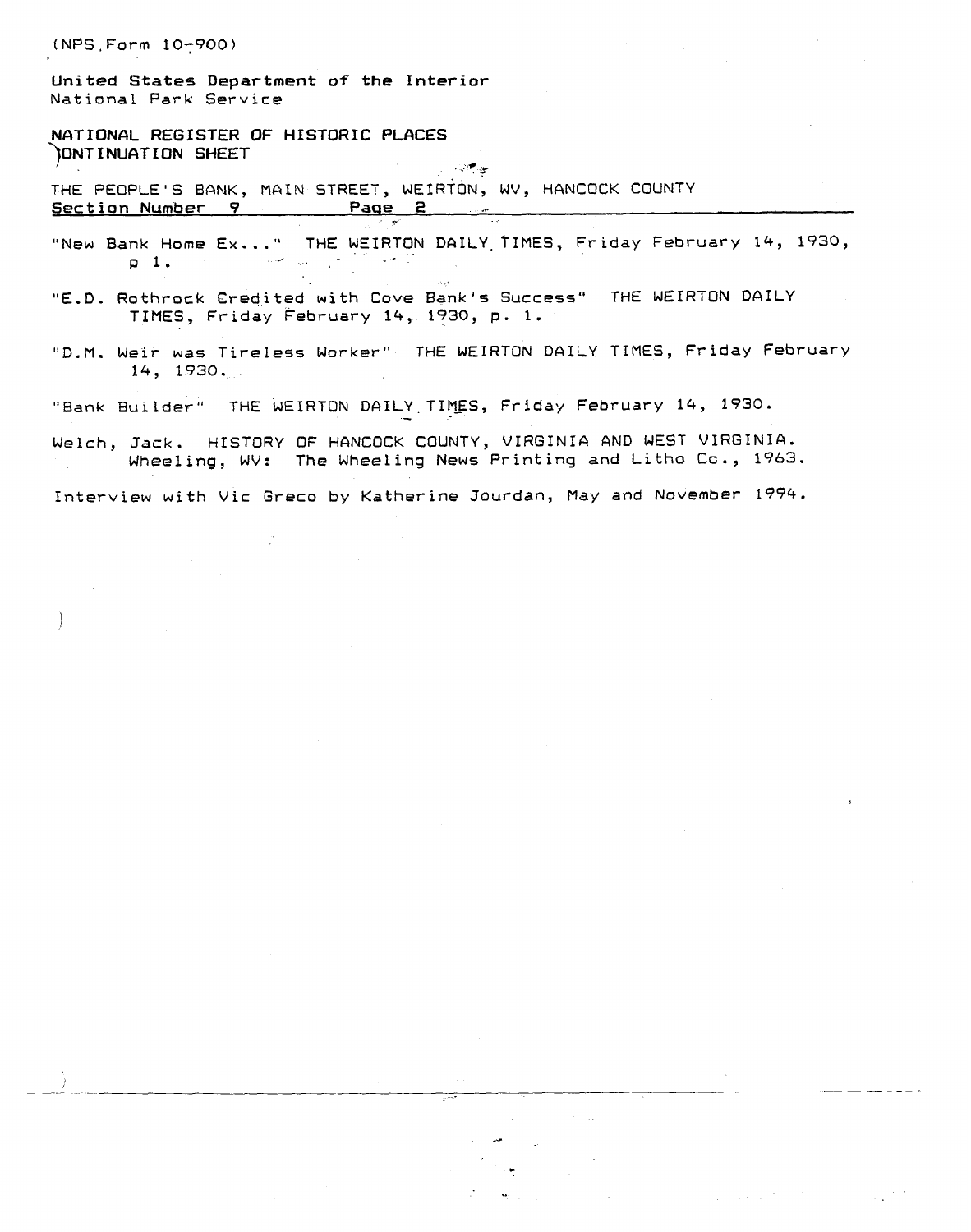(NPS Form 10-900)

**United States Department of the Interior**
National Park Service

**NATIONAL REGISTER OF HISTORIC PLACES**
**CONTINUATION SHEET**

THE PEOPLE'S BANK, MAIN STREET, WEIRTON, WV, HANCOCK COUNTY
**Section Number 9 Page 2**

"New Bank Home Ex..." THE WEIRTON DAILY TIMES, Friday February 14, 1930, p 1.

"E.D. Rothrock Credited with Cove Bank's Success" THE WEIRTON DAILY TIMES, Friday February 14, 1930, p. 1.

"D.M. Weir was Tireless Worker" THE WEIRTON DAILY TIMES, Friday February 14, 1930.

"Bank Builder" THE WEIRTON DAILY TIMES, Friday February 14, 1930.

Welch, Jack. HISTORY OF HANCOCK COUNTY, VIRGINIA AND WEST VIRGINIA. Wheeling, WV: The Wheeling News Printing and Litho Co., 1963.

Interview with Vic Greco by Katherine Jourdan, May and November 1994.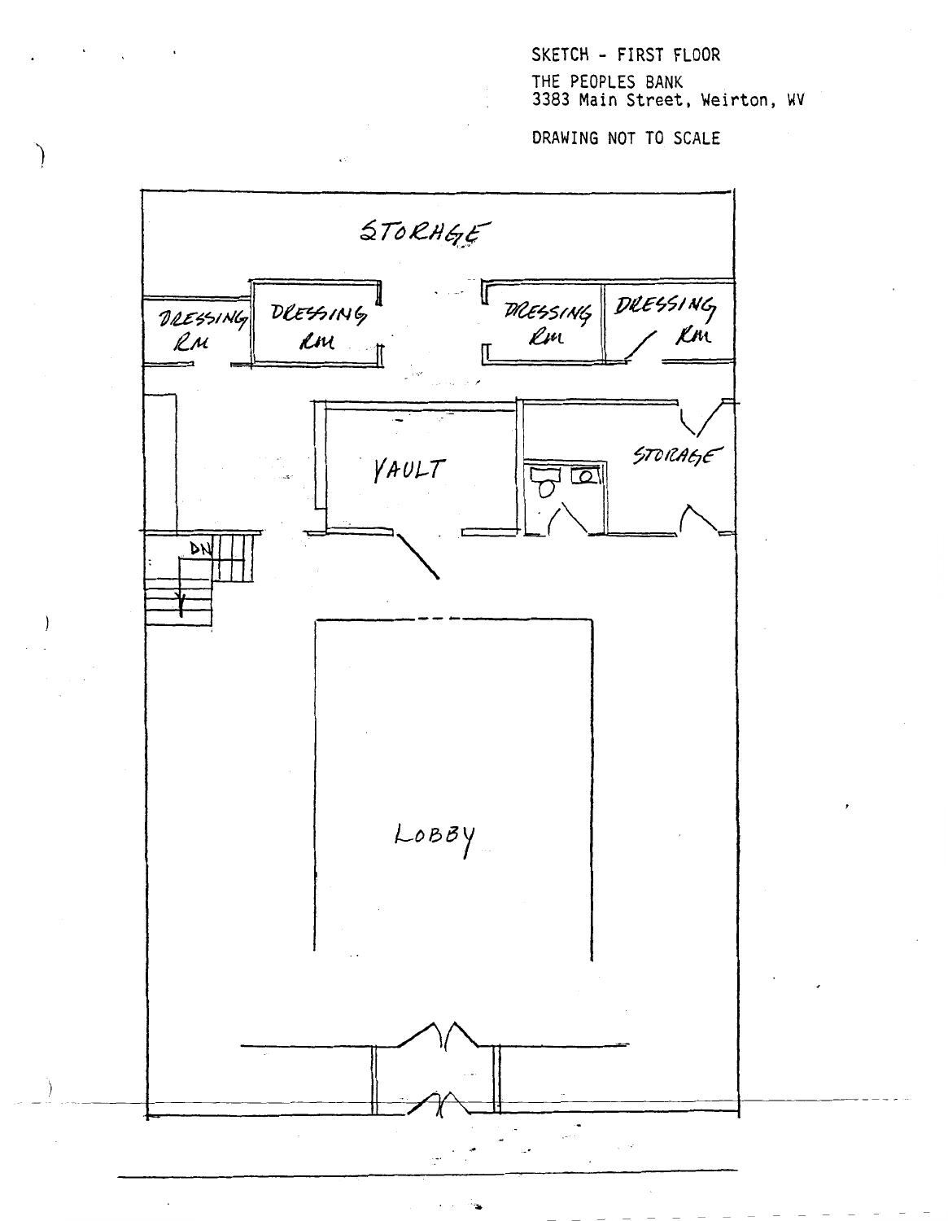SKETCH - FIRST FLOOR

THE PEOPLES BANK
3383 Main Street, Weirton, WV

DRAWING NOT TO SCALE

STORAGE

DRESSING RM

DRESSING RM

DRESSING RM

DRESSING RM

YAULT

STORAGE

DN

LOBBY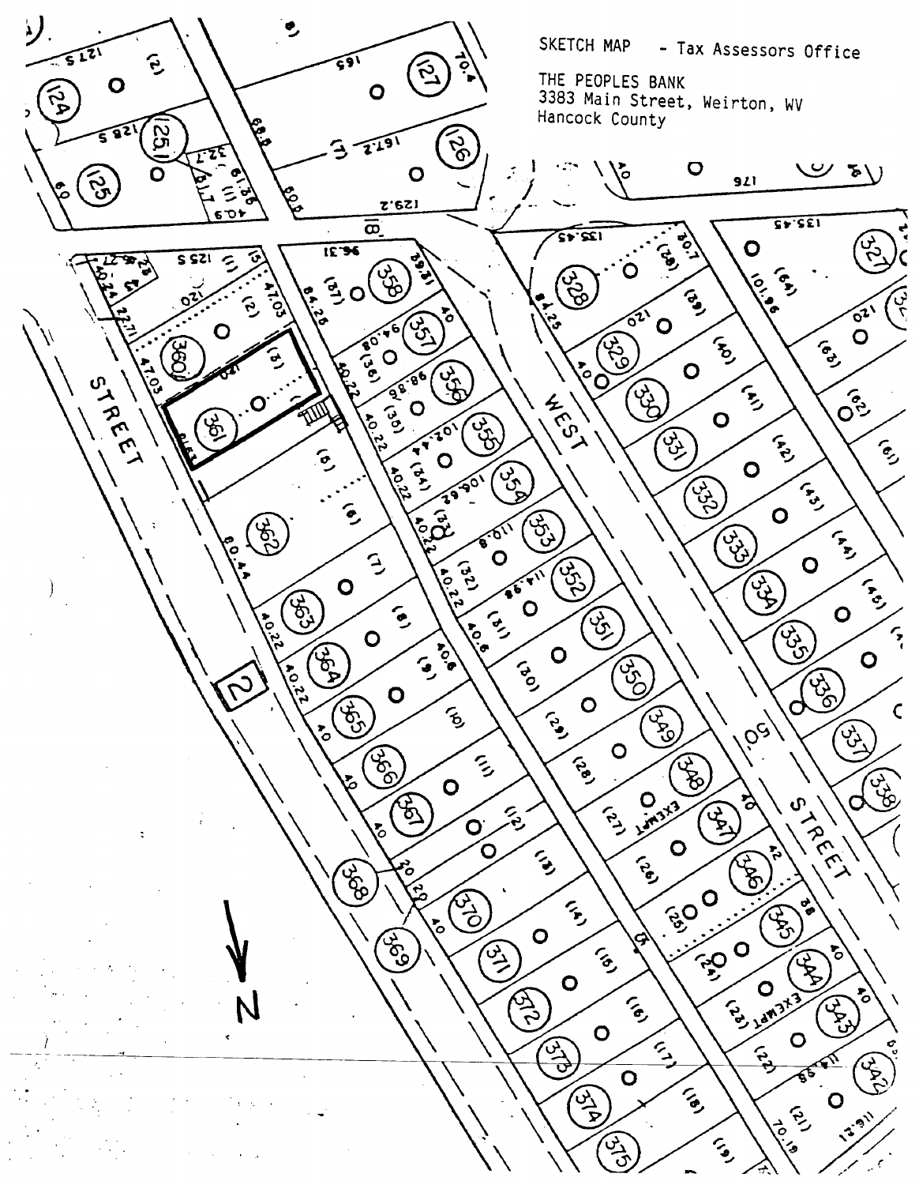SKETCH MAP - Tax Assessors Office

THE PEOPLES BANK
3383 Main Street, Weirton, WV
Hancock County

STREET

WEST

STREET

2

N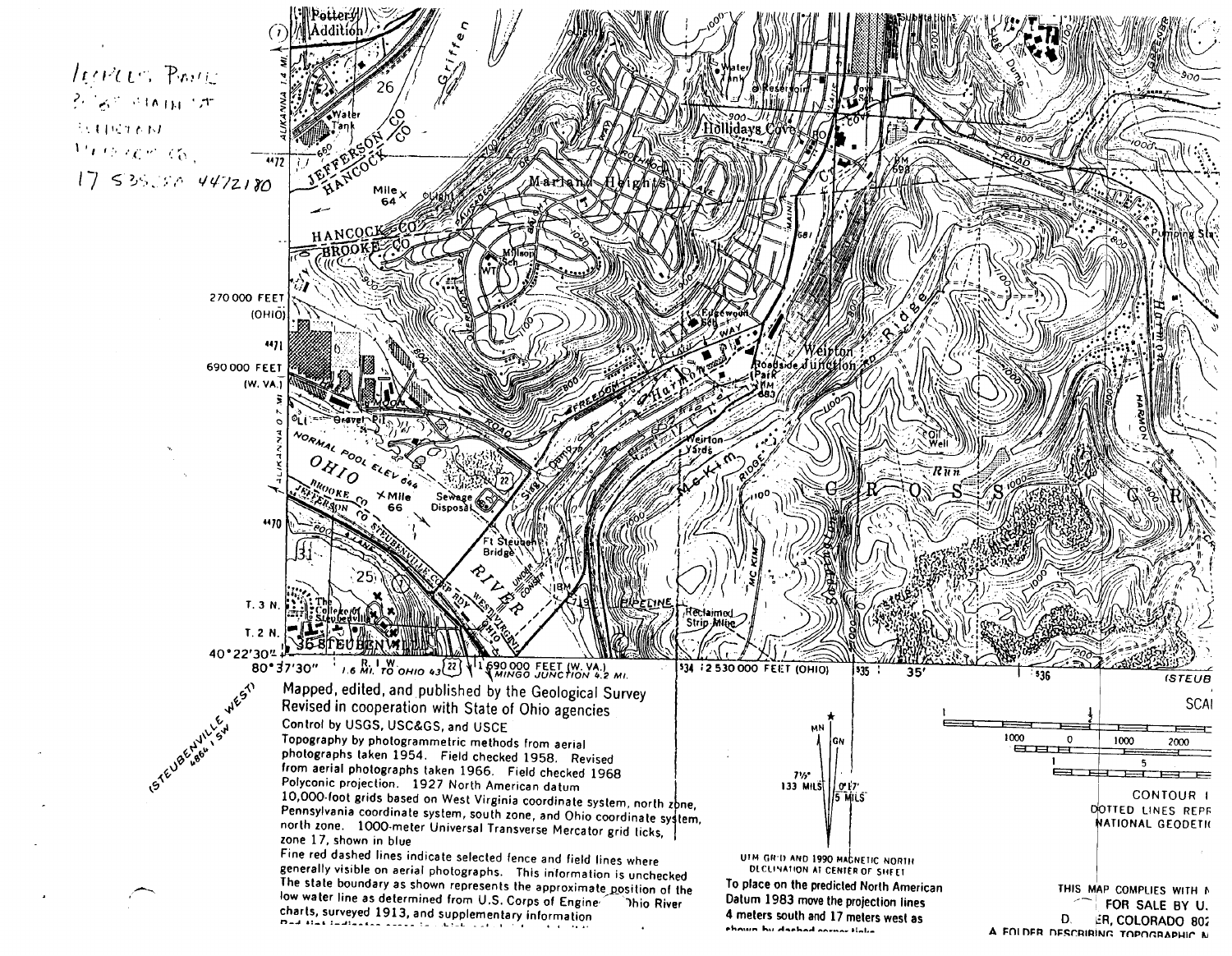Mapped, edited, and published by the Geological Survey
Revised in cooperation with State of Ohio agencies

Control by USGS, USC&GS, and USCE

Topography by photogrammetric methods from aerial photographs taken 1954. Field checked 1958. Revised from aerial photographs taken 1966. Field checked 1968

Polyconic projection. 1927 North American datum

10,000-foot grids based on West Virginia coordinate system, north zone, Pennsylvania coordinate system, south zone, and Ohio coordinate system, north zone. 1000-meter Universal Transverse Mercator grid ticks, zone 17, shown in blue

Fine red dashed lines indicate selected fence and field lines where generally visible on aerial photographs. This information is unchecked

The state boundary as shown represents the approximate position of the low water line as determined from U.S. Corps of Engineers Ohio River charts, surveyed 1913, and supplementary information

UTM GRID AND 1990 MAGNETIC NORTH DECLINATION AT CENTER OF SHEET

To place on the predicted North American Datum 1983 move the projection lines 4 meters south and 17 meters west as shown by dashed corner ticks

MN GN 7½° 133 MILS 0°17' 5 MILS

(STEUBENVILLE WEST) 4864 I SW

Lippels Paul
2168 Main St
Weirton
Hancock Co.
17 535350 4472180

270 000 FEET (OHIO)
690 000 FEET (W. VA.)
40°22'30"
80°37'30"
1.6 MI. TO OHIO 43
690 000 FEET (W. VA.)
MINGO JUNCTION 4.2 MI.
2 530 000 FEET (OHIO)
35'

CONTOUR I
DOTTED LINES REPR
NATIONAL GEODETIC

THIS MAP COMPLIES WITH N
FOR SALE BY U.
D. ER, COLORADO 802
A FOLDER DESCRIBING TOPOGRAPHIC M